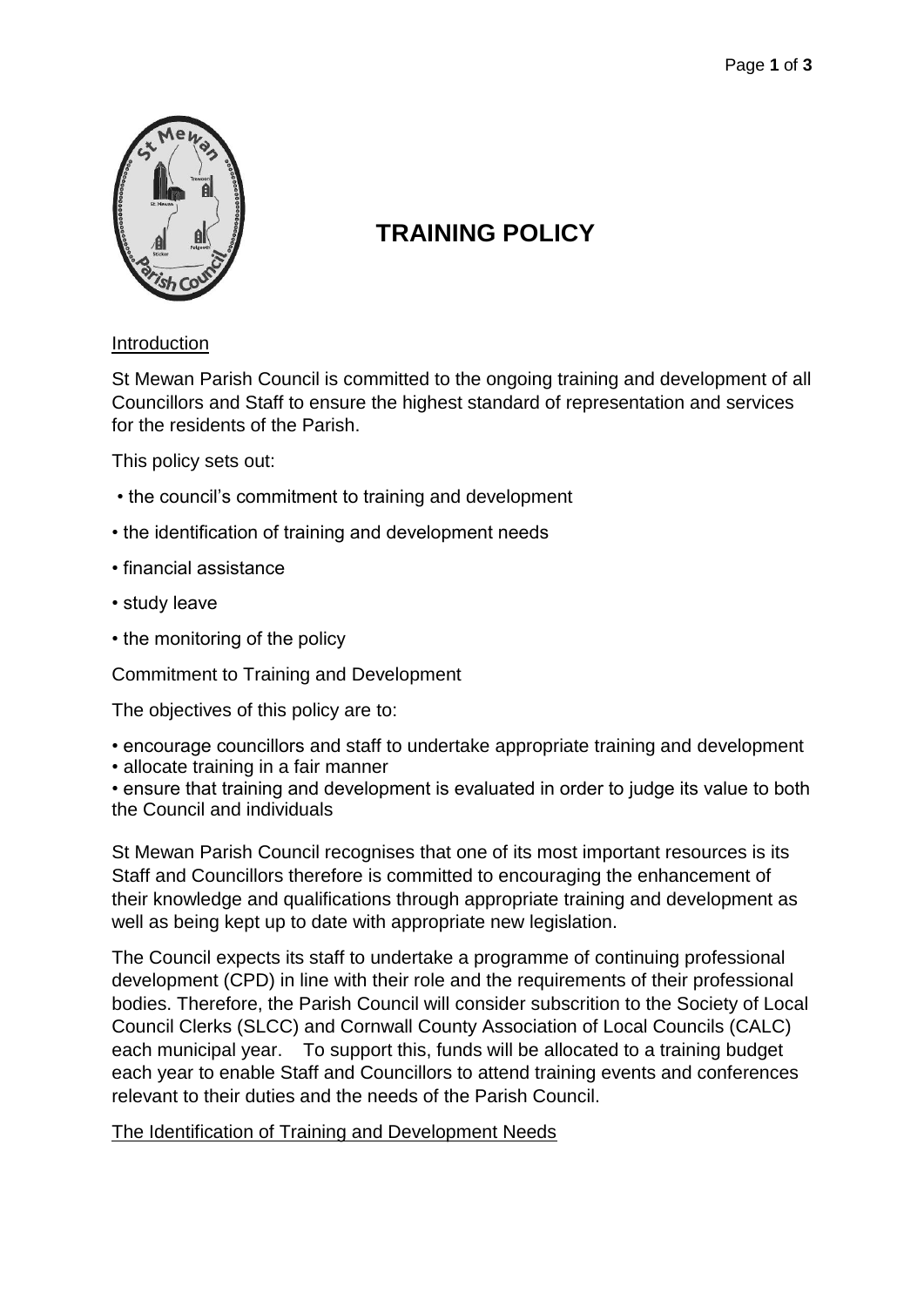# TRAINING POLICY

## Introduction

St Mewan Parish Council is committed to the ongoing training and development of all Councillors and Staff to ensure the highest standard of representation and services for the residents of the Parish.

This policy sets out:

- the council's commitment to training and development
- the identification of training and development needs
- financial assistance
- study leave
- the monitoring of the policy

Commitment to Training and Development

The objectives of this policy are to:

- encourage councillors and staff to undertake appropriate training and development
- allocate training in a fair manner
- ensure that training and development is evaluated in order to judge its value to both the Council and individuals

St Mewan Parish Council recognises that one of its most important resources is its Staff and Councillors therefore is committed to encouraging the enhancement of their knowledge and qualifications through appropriate training and development as well as being kept up to date with appropriate new legislation.

The Council expects its staff to undertake a programme of continuing professional development (CPD) in line with their role and the requirements of their professional bodies. Therefore, the Parish Council will consider subscrition to the Society of Local Council Clerks (SLCC) and Cornwall County Association of Local Councils (CALC) each municipal year. To support this, funds will be allocated to a training budget each year to enable Staff and Councillors to attend training events and conferences relevant to their duties and the needs of the Parish Council.

## The Identification of Training and Development Needs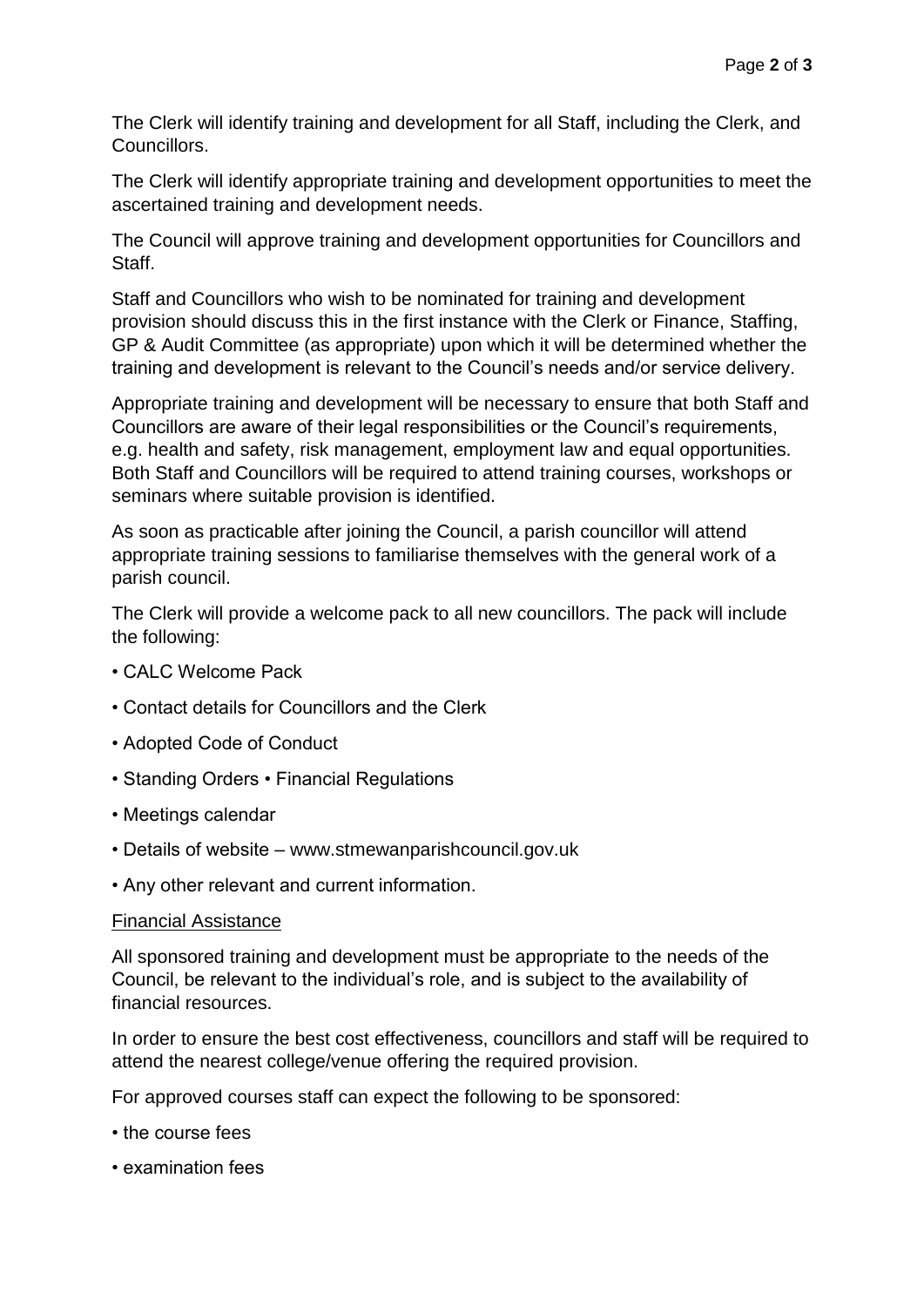The Clerk will identify training and development for all Staff, including the Clerk, and Councillors.

The Clerk will identify appropriate training and development opportunities to meet the ascertained training and development needs.

The Council will approve training and development opportunities for Councillors and Staff.

Staff and Councillors who wish to be nominated for training and development provision should discuss this in the first instance with the Clerk or Finance, Staffing, GP & Audit Committee (as appropriate) upon which it will be determined whether the training and development is relevant to the Council's needs and/or service delivery.

Appropriate training and development will be necessary to ensure that both Staff and Councillors are aware of their legal responsibilities or the Council's requirements, e.g. health and safety, risk management, employment law and equal opportunities. Both Staff and Councillors will be required to attend training courses, workshops or seminars where suitable provision is identified.

As soon as practicable after joining the Council, a parish councillor will attend appropriate training sessions to familiarise themselves with the general work of a parish council.

The Clerk will provide a welcome pack to all new councillors. The pack will include the following:

- CALC Welcome Pack
- Contact details for Councillors and the Clerk
- Adopted Code of Conduct
- Standing Orders • Financial Regulations
- Meetings calendar
- Details of website – www.stmewanparishcouncil.gov.uk
- Any other relevant and current information.

<u>Financial Assistance</u>

All sponsored training and development must be appropriate to the needs of the Council, be relevant to the individual's role, and is subject to the availability of financial resources.

In order to ensure the best cost effectiveness, councillors and staff will be required to attend the nearest college/venue offering the required provision.

For approved courses staff can expect the following to be sponsored:

- the course fees
- examination fees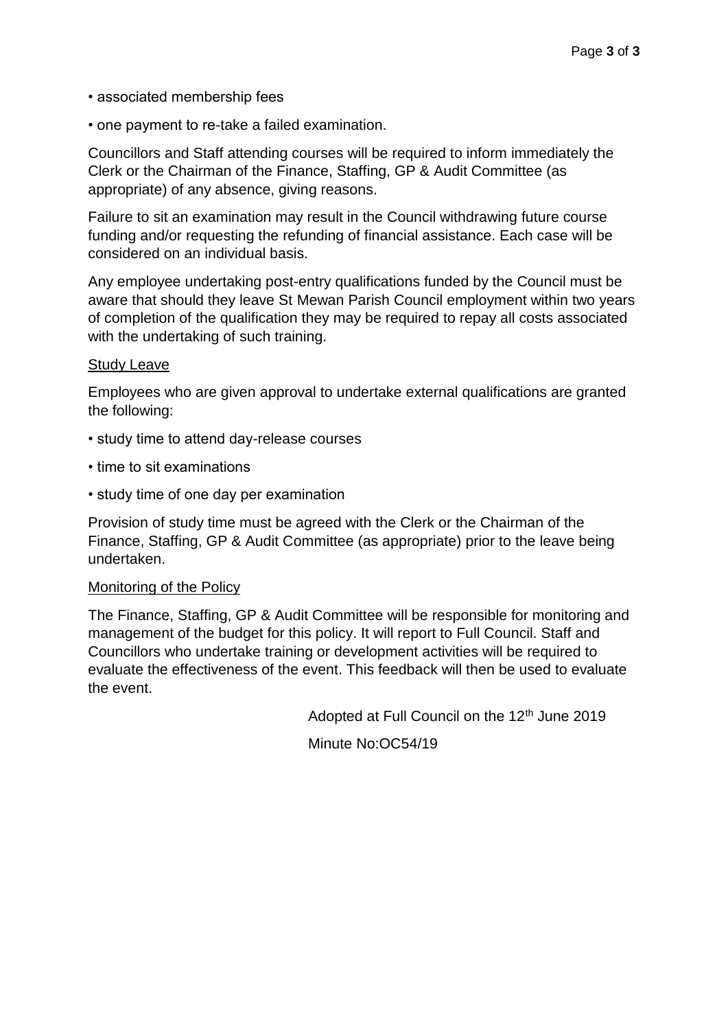• associated membership fees

• one payment to re-take a failed examination.

Councillors and Staff attending courses will be required to inform immediately the Clerk or the Chairman of the Finance, Staffing, GP & Audit Committee (as appropriate) of any absence, giving reasons.

Failure to sit an examination may result in the Council withdrawing future course funding and/or requesting the refunding of financial assistance. Each case will be considered on an individual basis.

Any employee undertaking post-entry qualifications funded by the Council must be aware that should they leave St Mewan Parish Council employment within two years of completion of the qualification they may be required to repay all costs associated with the undertaking of such training.

Study Leave

Employees who are given approval to undertake external qualifications are granted the following:

• study time to attend day-release courses

• time to sit examinations

• study time of one day per examination

Provision of study time must be agreed with the Clerk or the Chairman of the Finance, Staffing, GP & Audit Committee (as appropriate) prior to the leave being undertaken.

Monitoring of the Policy

The Finance, Staffing, GP & Audit Committee will be responsible for monitoring and management of the budget for this policy. It will report to Full Council. Staff and Councillors who undertake training or development activities will be required to evaluate the effectiveness of the event. This feedback will then be used to evaluate the event.

Adopted at Full Council on the 12th June 2019

Minute No:OC54/19